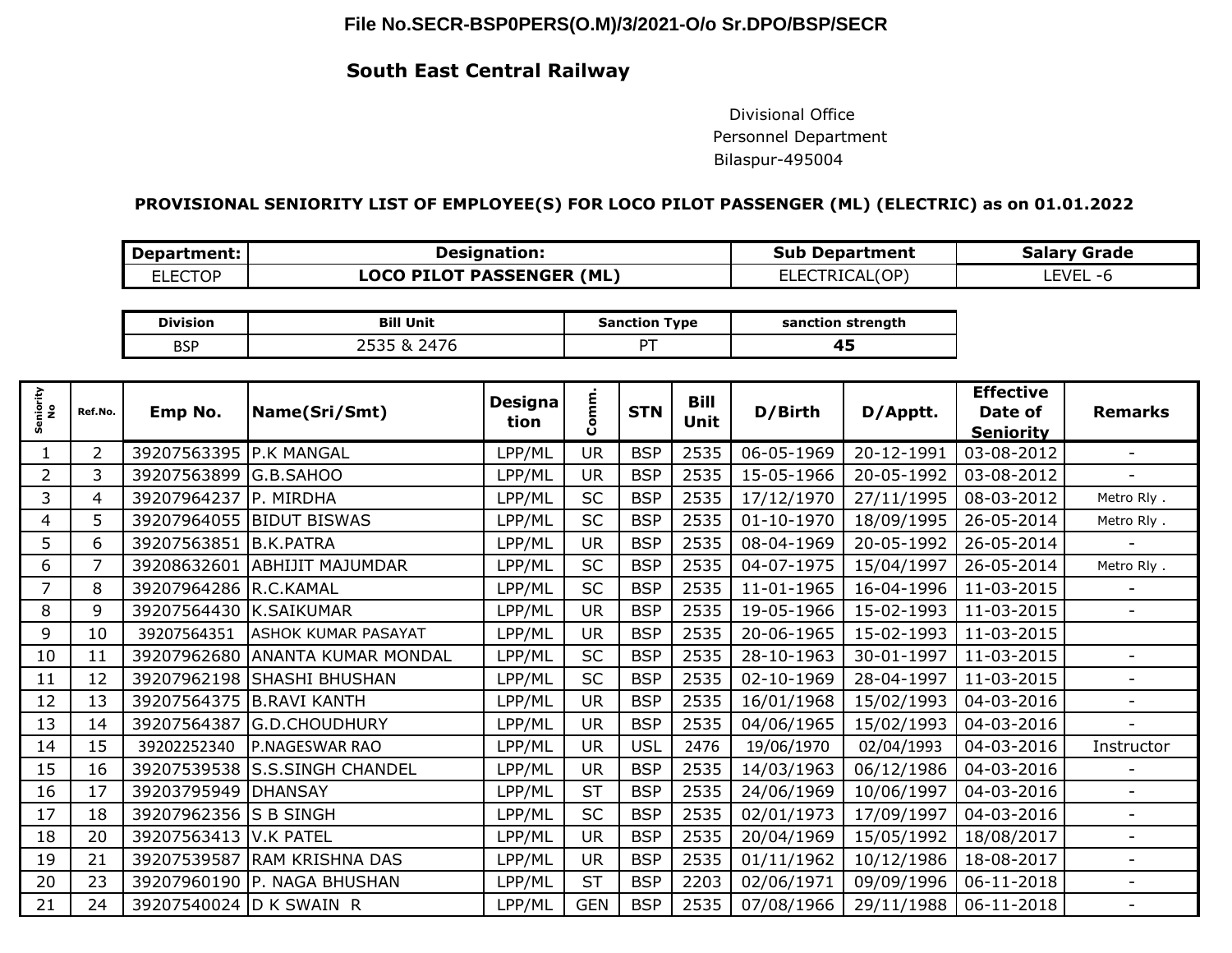File No.SECR-BSP0PERS(O.M)/3/2021-O/o Sr.DPO/BSP/SECR

## South East Central Railway

Divisional Office
Personnel Department
Bilaspur-495004

### PROVISIONAL SENIORITY LIST OF EMPLOYEE(S) FOR LOCO PILOT PASSENGER (ML) (ELECTRIC) as on 01.01.2022

| Department: | Designation: | Sub Department | Salary Grade |
|---|---|---|---|
| ELECTOP | **LOCO PILOT PASSENGER (ML)** | ELECTRICAL(OP) | LEVEL -6 |

| Division | Bill Unit | Sanction Type | sanction strength |
|---|---|---|---|
| BSP | 2535 & 2476 | PT | **45** |

| Seniority No | Ref.No. | Emp No. | Name(Sri/Smt) | Designation | Comm. | STN | Bill Unit | D/Birth | D/Apptt. | Effective Date of Seniority | Remarks |
|---|---|---|---|---|---|---|---|---|---|---|---|
| 1 | 2 | 39207563395 | P.K MANGAL | LPP/ML | UR | BSP | 2535 | 06-05-1969 | 20-12-1991 | 03-08-2012 | - |
| 2 | 3 | 39207563899 | G.B.SAHOO | LPP/ML | UR | BSP | 2535 | 15-05-1966 | 20-05-1992 | 03-08-2012 | - |
| 3 | 4 | 39207964237 | P. MIRDHA | LPP/ML | SC | BSP | 2535 | 17/12/1970 | 27/11/1995 | 08-03-2012 | Metro Rly . |
| 4 | 5 | 39207964055 | BIDUT BISWAS | LPP/ML | SC | BSP | 2535 | 01-10-1970 | 18/09/1995 | 26-05-2014 | Metro Rly . |
| 5 | 6 | 39207563851 | B.K.PATRA | LPP/ML | UR | BSP | 2535 | 08-04-1969 | 20-05-1992 | 26-05-2014 | - |
| 6 | 7 | 39208632601 | ABHIJIT MAJUMDAR | LPP/ML | SC | BSP | 2535 | 04-07-1975 | 15/04/1997 | 26-05-2014 | Metro Rly . |
| 7 | 8 | 39207964286 | R.C.KAMAL | LPP/ML | SC | BSP | 2535 | 11-01-1965 | 16-04-1996 | 11-03-2015 | - |
| 8 | 9 | 39207564430 | K.SAIKUMAR | LPP/ML | UR | BSP | 2535 | 19-05-1966 | 15-02-1993 | 11-03-2015 | - |
| 9 | 10 | 39207564351 | ASHOK KUMAR PASAYAT | LPP/ML | UR | BSP | 2535 | 20-06-1965 | 15-02-1993 | 11-03-2015 | |
| 10 | 11 | 39207962680 | ANANTA KUMAR MONDAL | LPP/ML | SC | BSP | 2535 | 28-10-1963 | 30-01-1997 | 11-03-2015 | - |
| 11 | 12 | 39207962198 | SHASHI BHUSHAN | LPP/ML | SC | BSP | 2535 | 02-10-1969 | 28-04-1997 | 11-03-2015 | - |
| 12 | 13 | 39207564375 | B.RAVI KANTH | LPP/ML | UR | BSP | 2535 | 16/01/1968 | 15/02/1993 | 04-03-2016 | - |
| 13 | 14 | 39207564387 | G.D.CHOUDHURY | LPP/ML | UR | BSP | 2535 | 04/06/1965 | 15/02/1993 | 04-03-2016 | - |
| 14 | 15 | 39202252340 | P.NAGESWAR RAO | LPP/ML | UR | USL | 2476 | 19/06/1970 | 02/04/1993 | 04-03-2016 | Instructor |
| 15 | 16 | 39207539538 | S.S.SINGH CHANDEL | LPP/ML | UR | BSP | 2535 | 14/03/1963 | 06/12/1986 | 04-03-2016 | - |
| 16 | 17 | 39203795949 | DHANSAY | LPP/ML | ST | BSP | 2535 | 24/06/1969 | 10/06/1997 | 04-03-2016 | - |
| 17 | 18 | 39207962356 | S B SINGH | LPP/ML | SC | BSP | 2535 | 02/01/1973 | 17/09/1997 | 04-03-2016 | - |
| 18 | 20 | 39207563413 | V.K PATEL | LPP/ML | UR | BSP | 2535 | 20/04/1969 | 15/05/1992 | 18/08/2017 | - |
| 19 | 21 | 39207539587 | RAM KRISHNA DAS | LPP/ML | UR | BSP | 2535 | 01/11/1962 | 10/12/1986 | 18-08-2017 | - |
| 20 | 23 | 39207960190 | P. NAGA BHUSHAN | LPP/ML | ST | BSP | 2203 | 02/06/1971 | 09/09/1996 | 06-11-2018 | - |
| 21 | 24 | 39207540024 | D K SWAIN R | LPP/ML | GEN | BSP | 2535 | 07/08/1966 | 29/11/1988 | 06-11-2018 | - |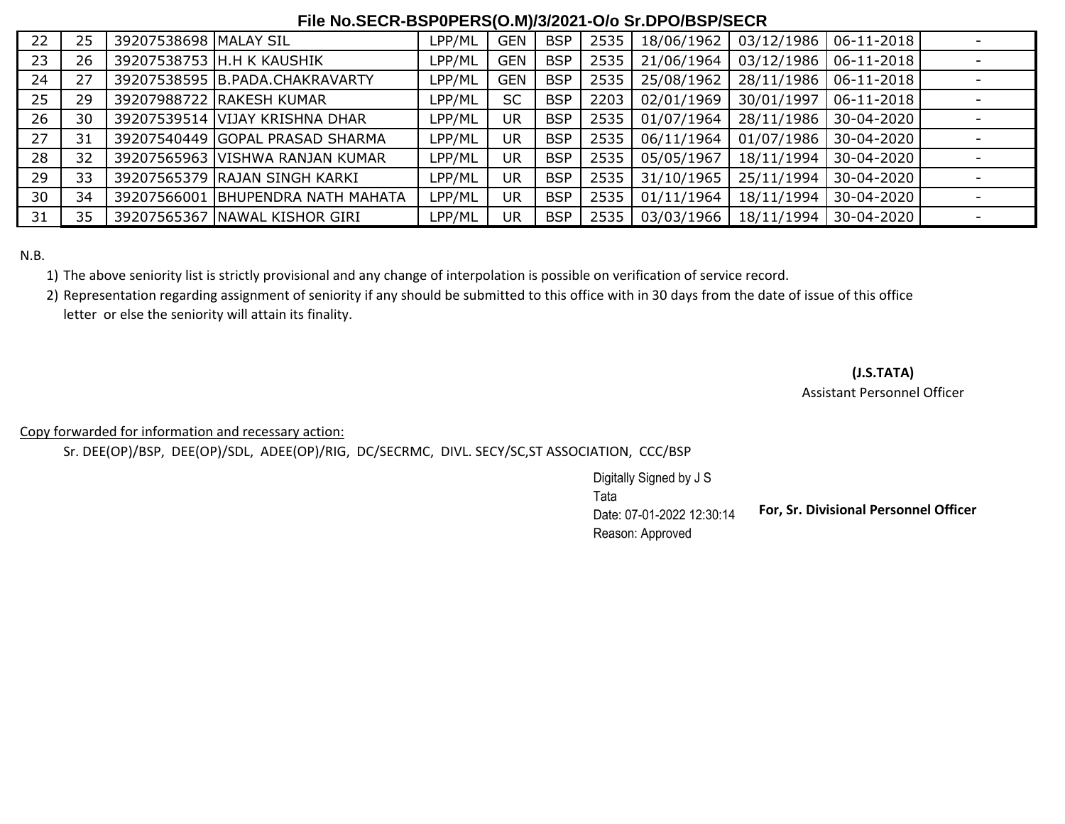File No.SECR-BSP0PERS(O.M)/3/2021-O/o Sr.DPO/BSP/SECR

| | | | | | | | | | | | | |
|---|---|---|---|---|---|---|---|---|---|---|---|---|
| 22 | 25 | 39207538698 | MALAY SIL | LPP/ML | GEN | BSP | 2535 | 18/06/1962 | 03/12/1986 | 06-11-2018 | - |
| 23 | 26 | 39207538753 | H.H K KAUSHIK | LPP/ML | GEN | BSP | 2535 | 21/06/1964 | 03/12/1986 | 06-11-2018 | - |
| 24 | 27 | 39207538595 | B.PADA.CHAKRAVARTY | LPP/ML | GEN | BSP | 2535 | 25/08/1962 | 28/11/1986 | 06-11-2018 | - |
| 25 | 29 | 39207988722 | RAKESH KUMAR | LPP/ML | SC | BSP | 2203 | 02/01/1969 | 30/01/1997 | 06-11-2018 | - |
| 26 | 30 | 39207539514 | VIJAY KRISHNA DHAR | LPP/ML | UR | BSP | 2535 | 01/07/1964 | 28/11/1986 | 30-04-2020 | - |
| 27 | 31 | 39207540449 | GOPAL PRASAD SHARMA | LPP/ML | UR | BSP | 2535 | 06/11/1964 | 01/07/1986 | 30-04-2020 | - |
| 28 | 32 | 39207565963 | VISHWA RANJAN KUMAR | LPP/ML | UR | BSP | 2535 | 05/05/1967 | 18/11/1994 | 30-04-2020 | - |
| 29 | 33 | 39207565379 | RAJAN SINGH KARKI | LPP/ML | UR | BSP | 2535 | 31/10/1965 | 25/11/1994 | 30-04-2020 | - |
| 30 | 34 | 39207566001 | BHUPENDRA NATH MAHATA | LPP/ML | UR | BSP | 2535 | 01/11/1964 | 18/11/1994 | 30-04-2020 | - |
| 31 | 35 | 39207565367 | NAWAL KISHOR GIRI | LPP/ML | UR | BSP | 2535 | 03/03/1966 | 18/11/1994 | 30-04-2020 | - |

N.B.

1) The above seniority list is strictly provisional and any change of interpolation is possible on verification of service record.
2) Representation regarding assignment of seniority if any should be submitted to this office with in 30 days from the date of issue of this office letter or else the seniority will attain its finality.

**(J.S.TATA)**
Assistant Personnel Officer

Copy forwarded for information and recessary action:
Sr. DEE(OP)/BSP, DEE(OP)/SDL, ADEE(OP)/RIG, DC/SECRMC, DIVL. SECY/SC,ST ASSOCIATION, CCC/BSP

Digitally Signed by J S Tata
Date: 07-01-2022 12:30:14
Reason: Approved

**For, Sr. Divisional Personnel Officer**